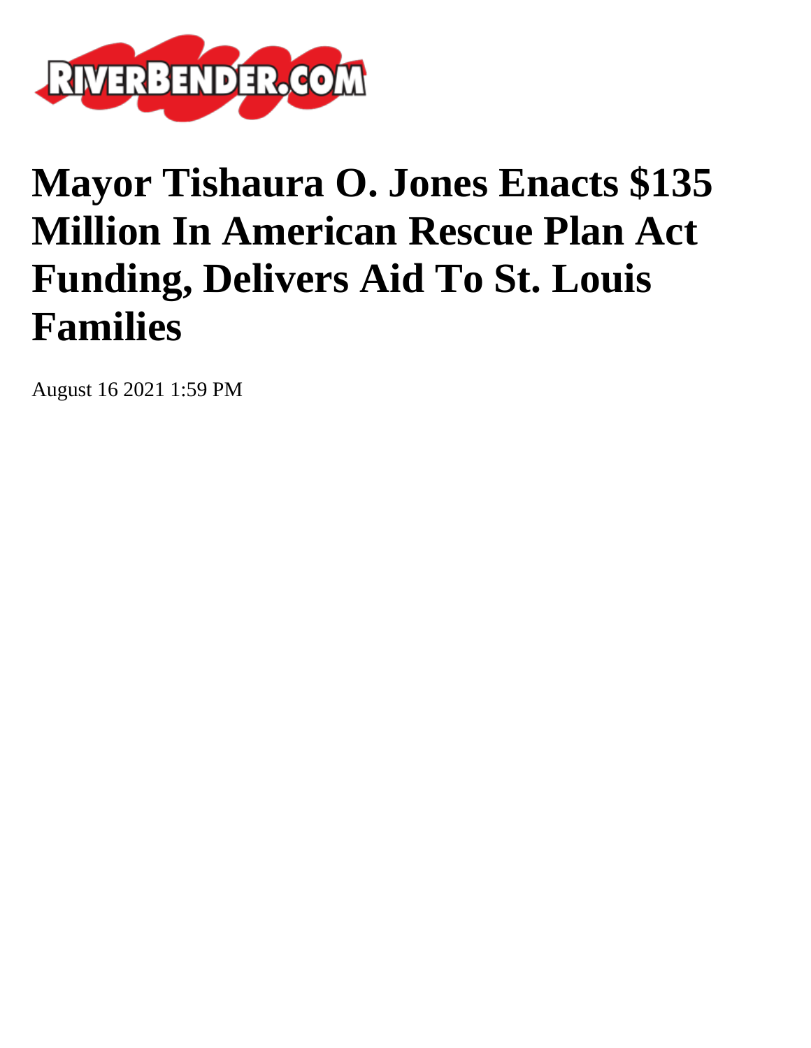# Mayor Tishaura O. Jones Enacts $135 Million In American Rescue Plan Act Funding, Delivers Aid To St. Louis Families

August 16 2021 1:59 PM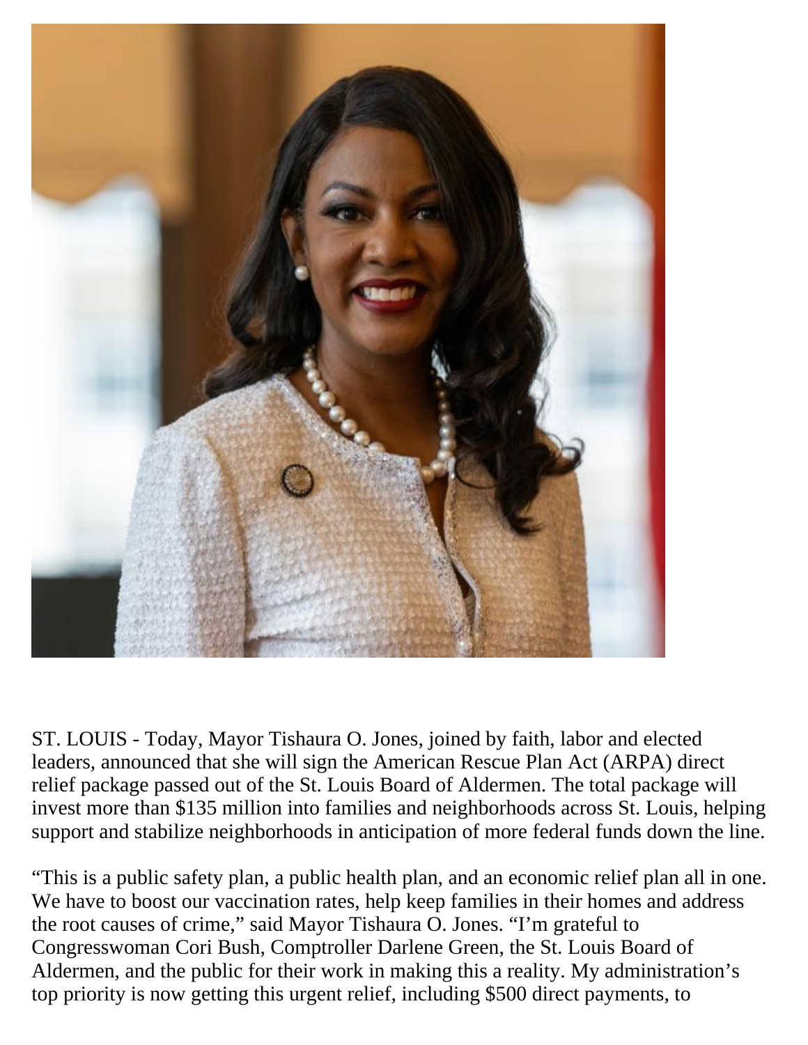ST. LOUIS - Today, Mayor Tishaura O. Jones, joined by faith, labor and elected leaders, announced that she will sign the American Rescue Plan Act (ARPA) direct relief package passed out of the St. Louis Board of Aldermen. The total package will invest more than $135 million into families and neighborhoods across St. Louis, helping support and stabilize neighborhoods in anticipation of more federal funds down the line.

"This is a public safety plan, a public health plan, and an economic relief plan all in one. We have to boost our vaccination rates, help keep families in their homes and address the root causes of crime," said Mayor Tishaura O. Jones. "I'm grateful to Congresswoman Cori Bush, Comptroller Darlene Green, the St. Louis Board of Aldermen, and the public for their work in making this a reality. My administration's top priority is now getting this urgent relief, including $500 direct payments, to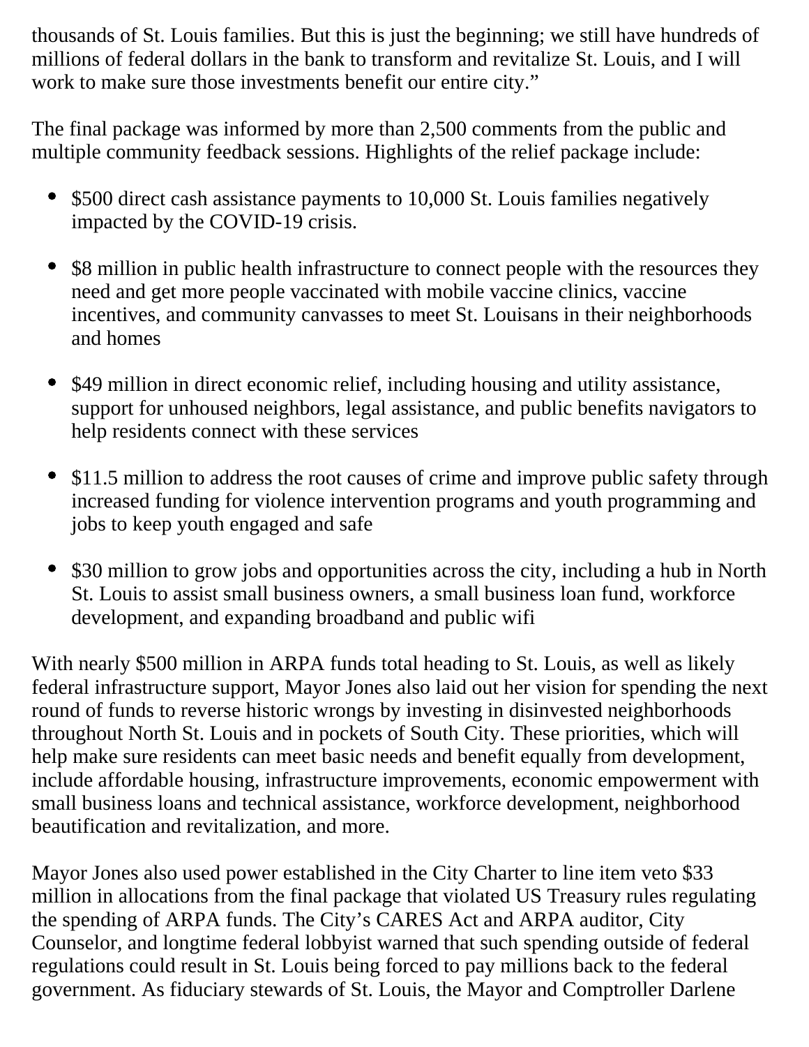thousands of St. Louis families. But this is just the beginning; we still have hundreds of millions of federal dollars in the bank to transform and revitalize St. Louis, and I will work to make sure those investments benefit our entire city."

The final package was informed by more than 2,500 comments from the public and multiple community feedback sessions. Highlights of the relief package include:

- $500 direct cash assistance payments to 10,000 St. Louis families negatively impacted by the COVID-19 crisis.
- $8 million in public health infrastructure to connect people with the resources they need and get more people vaccinated with mobile vaccine clinics, vaccine incentives, and community canvasses to meet St. Louisans in their neighborhoods and homes
- $49 million in direct economic relief, including housing and utility assistance, support for unhoused neighbors, legal assistance, and public benefits navigators to help residents connect with these services
- $11.5 million to address the root causes of crime and improve public safety through increased funding for violence intervention programs and youth programming and jobs to keep youth engaged and safe
- $30 million to grow jobs and opportunities across the city, including a hub in North St. Louis to assist small business owners, a small business loan fund, workforce development, and expanding broadband and public wifi

With nearly $500 million in ARPA funds total heading to St. Louis, as well as likely federal infrastructure support, Mayor Jones also laid out her vision for spending the next round of funds to reverse historic wrongs by investing in disinvested neighborhoods throughout North St. Louis and in pockets of South City. These priorities, which will help make sure residents can meet basic needs and benefit equally from development, include affordable housing, infrastructure improvements, economic empowerment with small business loans and technical assistance, workforce development, neighborhood beautification and revitalization, and more.

Mayor Jones also used power established in the City Charter to line item veto $33 million in allocations from the final package that violated US Treasury rules regulating the spending of ARPA funds. The City's CARES Act and ARPA auditor, City Counselor, and longtime federal lobbyist warned that such spending outside of federal regulations could result in St. Louis being forced to pay millions back to the federal government. As fiduciary stewards of St. Louis, the Mayor and Comptroller Darlene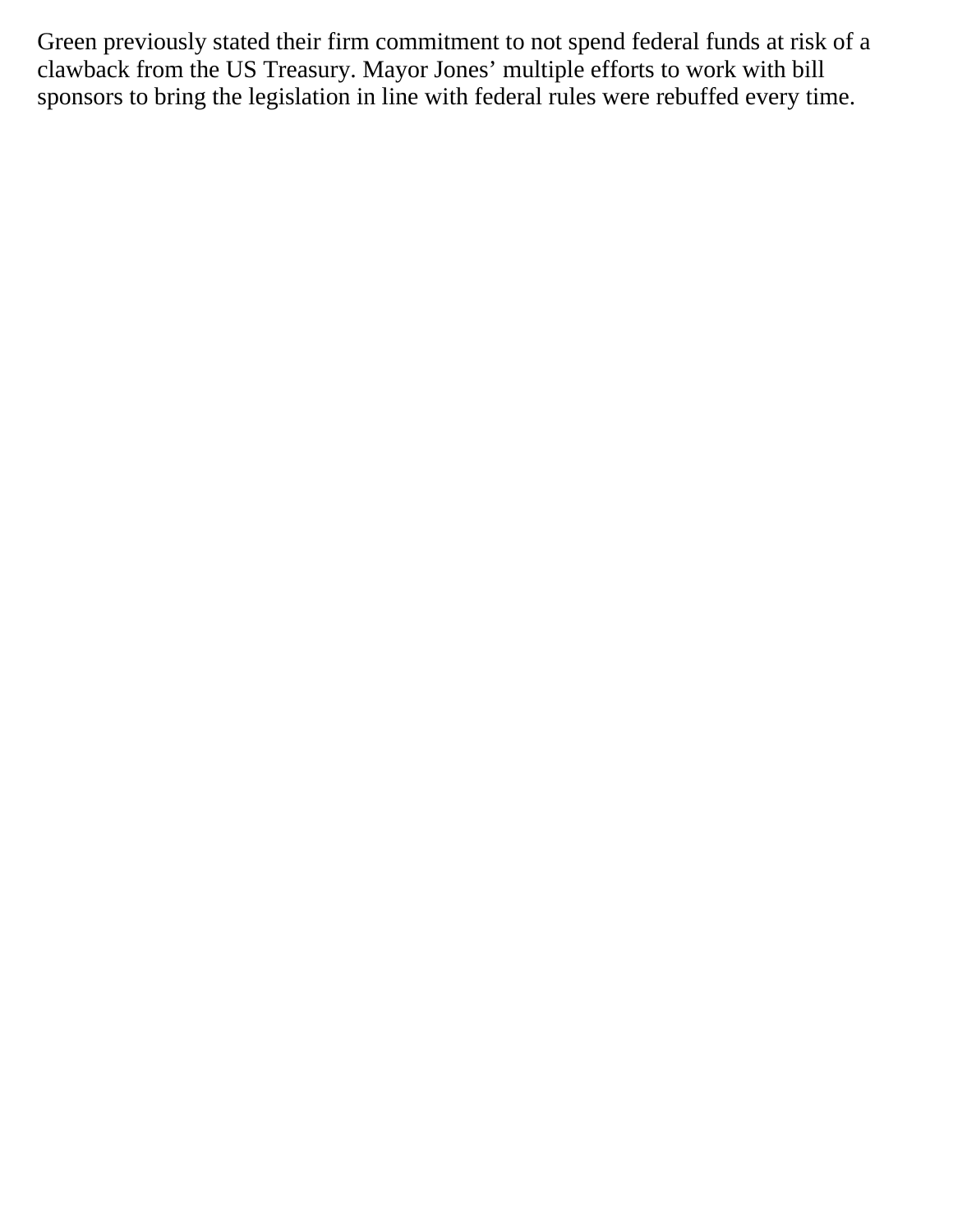Green previously stated their firm commitment to not spend federal funds at risk of a clawback from the US Treasury. Mayor Jones' multiple efforts to work with bill sponsors to bring the legislation in line with federal rules were rebuffed every time.